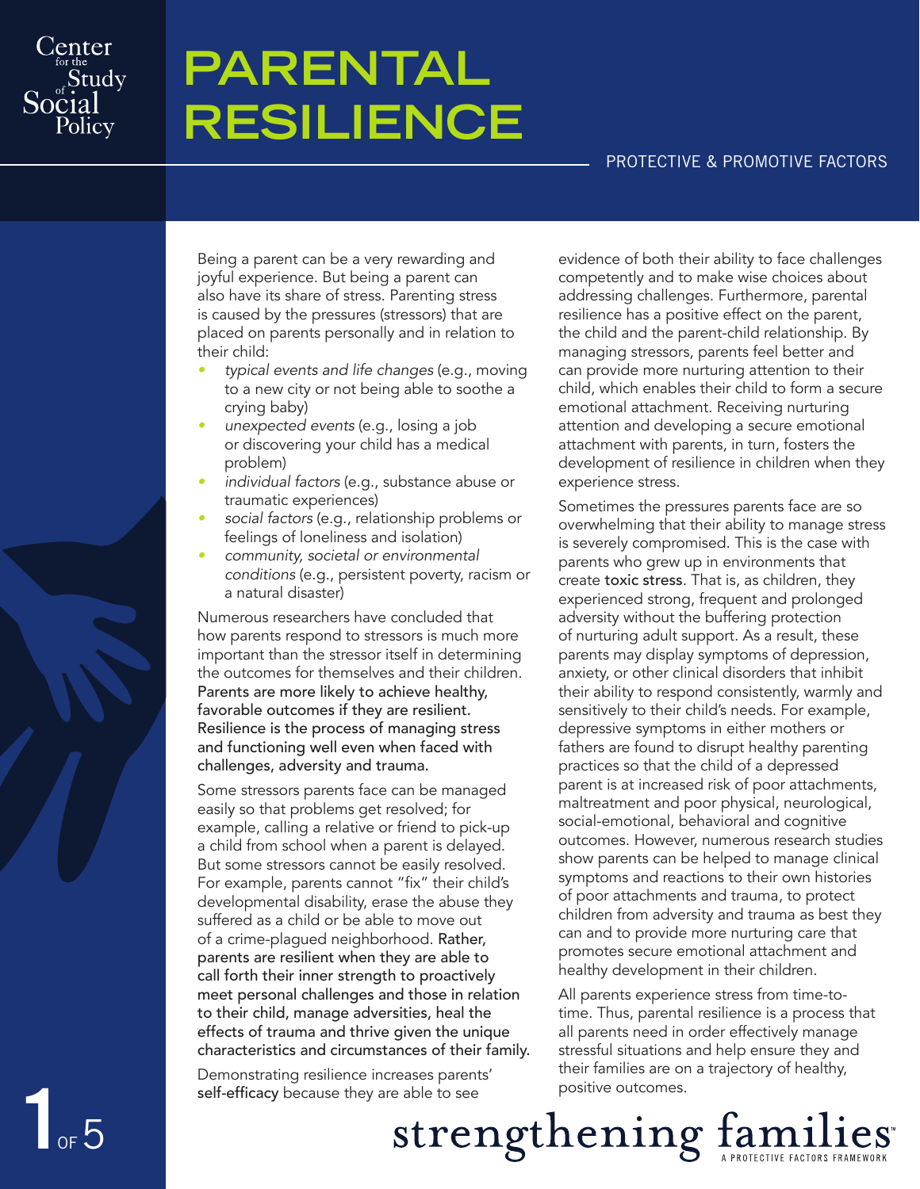# PARENTAL RESILIENCE

PROTECTIVE & PROMOTIVE FACTORS

Being a parent can be a very rewarding and joyful experience. But being a parent can also have its share of stress. Parenting stress is caused by the pressures (stressors) that are placed on parents personally and in relation to their child:

- *typical events and life changes* (e.g., moving to a new city or not being able to soothe a crying baby)
- *unexpected events* (e.g., losing a job or discovering your child has a medical problem)
- *individual factors* (e.g., substance abuse or traumatic experiences)
- *social factors* (e.g., relationship problems or feelings of loneliness and isolation)
- *community, societal or environmental conditions* (e.g., persistent poverty, racism or a natural disaster)

Numerous researchers have concluded that how parents respond to stressors is much more important than the stressor itself in determining the outcomes for themselves and their children. Parents are more likely to achieve healthy, favorable outcomes if they are resilient. Resilience is the process of managing stress and functioning well even when faced with challenges, adversity and trauma.

Some stressors parents face can be managed easily so that problems get resolved; for example, calling a relative or friend to pick-up a child from school when a parent is delayed. But some stressors cannot be easily resolved. For example, parents cannot "fix" their child's developmental disability, erase the abuse they suffered as a child or be able to move out of a crime-plagued neighborhood. Rather, parents are resilient when they are able to call forth their inner strength to proactively meet personal challenges and those in relation to their child, manage adversities, heal the effects of trauma and thrive given the unique characteristics and circumstances of their family.

Demonstrating resilience increases parents' self-efficacy because they are able to see evidence of both their ability to face challenges competently and to make wise choices about addressing challenges. Furthermore, parental resilience has a positive effect on the parent, the child and the parent-child relationship. By managing stressors, parents feel better and can provide more nurturing attention to their child, which enables their child to form a secure emotional attachment. Receiving nurturing attention and developing a secure emotional attachment with parents, in turn, fosters the development of resilience in children when they experience stress.

Sometimes the pressures parents face are so overwhelming that their ability to manage stress is severely compromised. This is the case with parents who grew up in environments that create toxic stress. That is, as children, they experienced strong, frequent and prolonged adversity without the buffering protection of nurturing adult support. As a result, these parents may display symptoms of depression, anxiety, or other clinical disorders that inhibit their ability to respond consistently, warmly and sensitively to their child's needs. For example, depressive symptoms in either mothers or fathers are found to disrupt healthy parenting practices so that the child of a depressed parent is at increased risk of poor attachments, maltreatment and poor physical, neurological, social-emotional, behavioral and cognitive outcomes. However, numerous research studies show parents can be helped to manage clinical symptoms and reactions to their own histories of poor attachments and trauma, to protect children from adversity and trauma as best they can and to provide more nurturing care that promotes secure emotional attachment and healthy development in their children.

All parents experience stress from time-to-time. Thus, parental resilience is a process that all parents need in order effectively manage stressful situations and help ensure they and their families are on a trajectory of healthy, positive outcomes.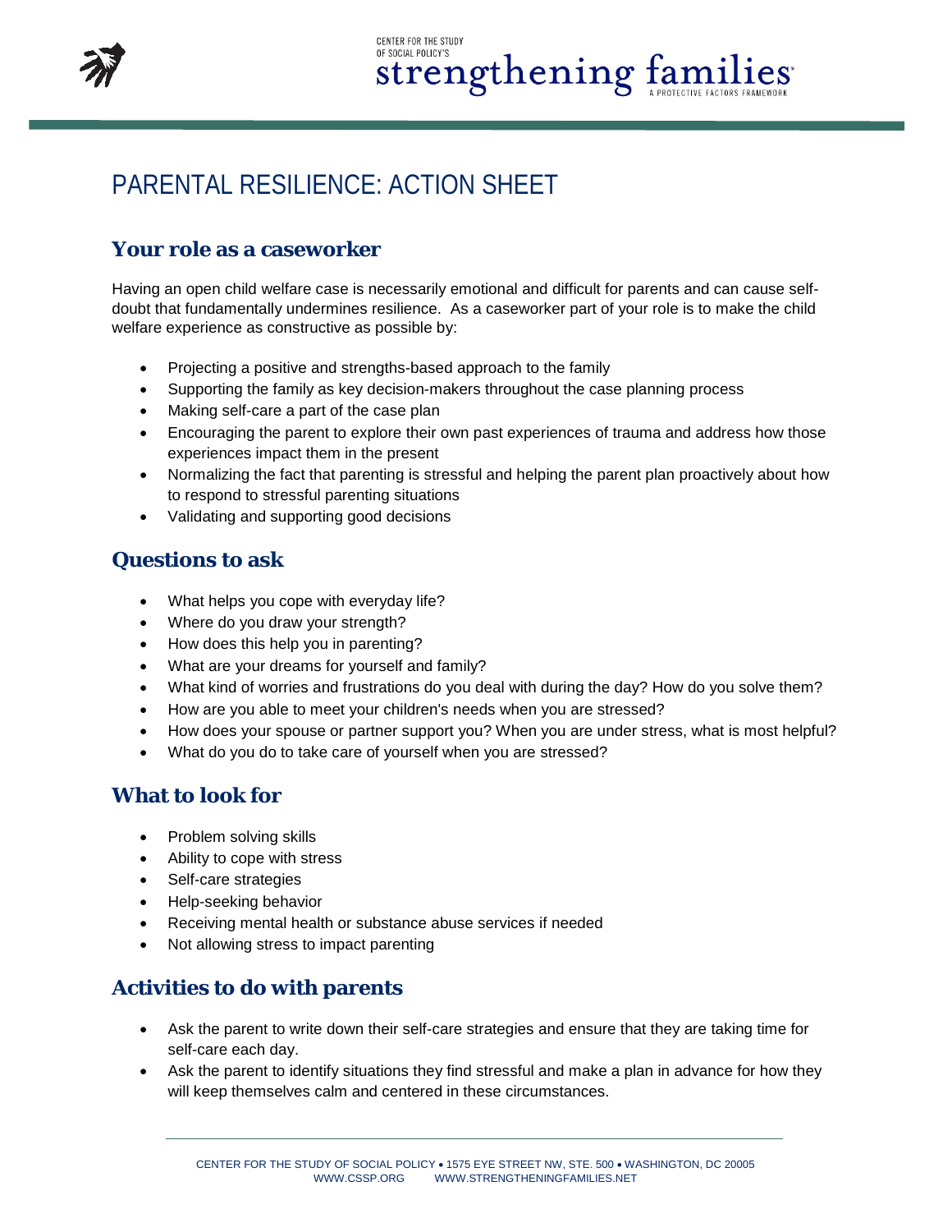# PARENTAL RESILIENCE: ACTION SHEET

## Your role as a caseworker

Having an open child welfare case is necessarily emotional and difficult for parents and can cause self-doubt that fundamentally undermines resilience. As a caseworker part of your role is to make the child welfare experience as constructive as possible by:

- Projecting a positive and strengths-based approach to the family
- Supporting the family as key decision-makers throughout the case planning process
- Making self-care a part of the case plan
- Encouraging the parent to explore their own past experiences of trauma and address how those experiences impact them in the present
- Normalizing the fact that parenting is stressful and helping the parent plan proactively about how to respond to stressful parenting situations
- Validating and supporting good decisions

## Questions to ask

- What helps you cope with everyday life?
- Where do you draw your strength?
- How does this help you in parenting?
- What are your dreams for yourself and family?
- What kind of worries and frustrations do you deal with during the day? How do you solve them?
- How are you able to meet your children's needs when you are stressed?
- How does your spouse or partner support you? When you are under stress, what is most helpful?
- What do you do to take care of yourself when you are stressed?

## What to look for

- Problem solving skills
- Ability to cope with stress
- Self-care strategies
- Help-seeking behavior
- Receiving mental health or substance abuse services if needed
- Not allowing stress to impact parenting

## Activities to do with parents

- Ask the parent to write down their self-care strategies and ensure that they are taking time for self-care each day.
- Ask the parent to identify situations they find stressful and make a plan in advance for how they will keep themselves calm and centered in these circumstances.